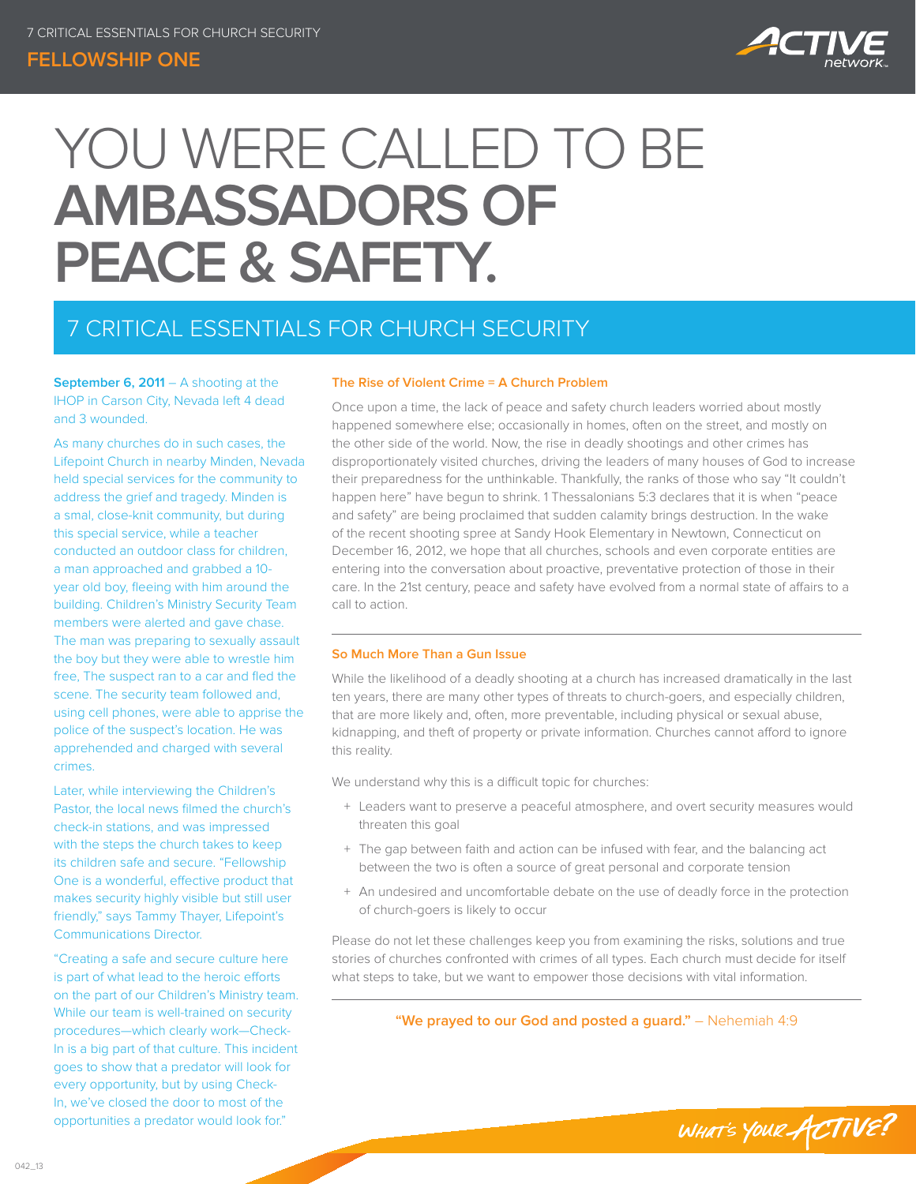# YOU WERE CALLED TO BE **AMBASSADORS OF PEACE & SAFETY.**

## 7 CRITICAL ESSENTIALS FOR CHURCH SECURITY

**September 6, 2011** – A shooting at the IHOP in Carson City, Nevada left 4 dead and 3 wounded.

As many churches do in such cases, the Lifepoint Church in nearby Minden, Nevada held special services for the community to address the grief and tragedy. Minden is a smal, close-knit community, but during this special service, while a teacher conducted an outdoor class for children, a man approached and grabbed a 10-year old boy, fleeing with him around the building. Children's Ministry Security Team members were alerted and gave chase. The man was preparing to sexually assault the boy but they were able to wrestle him free, The suspect ran to a car and fled the scene. The security team followed and, using cell phones, were able to apprise the police of the suspect's location. He was apprehended and charged with several crimes.

Later, while interviewing the Children's Pastor, the local news filmed the church's check-in stations, and was impressed with the steps the church takes to keep its children safe and secure. "Fellowship One is a wonderful, effective product that makes security highly visible but still user friendly," says Tammy Thayer, Lifepoint's Communications Director.

"Creating a safe and secure culture here is part of what lead to the heroic efforts on the part of our Children's Ministry team. While our team is well-trained on security procedures—which clearly work—Check-In is a big part of that culture. This incident goes to show that a predator will look for every opportunity, but by using Check-In, we've closed the door to most of the opportunities a predator would look for."

### The Rise of Violent Crime = A Church Problem

Once upon a time, the lack of peace and safety church leaders worried about mostly happened somewhere else; occasionally in homes, often on the street, and mostly on the other side of the world. Now, the rise in deadly shootings and other crimes has disproportionately visited churches, driving the leaders of many houses of God to increase their preparedness for the unthinkable. Thankfully, the ranks of those who say "It couldn't happen here" have begun to shrink. 1 Thessalonians 5:3 declares that it is when "peace and safety" are being proclaimed that sudden calamity brings destruction. In the wake of the recent shooting spree at Sandy Hook Elementary in Newtown, Connecticut on December 16, 2012, we hope that all churches, schools and even corporate entities are entering into the conversation about proactive, preventative protection of those in their care. In the 21st century, peace and safety have evolved from a normal state of affairs to a call to action.

### So Much More Than a Gun Issue

While the likelihood of a deadly shooting at a church has increased dramatically in the last ten years, there are many other types of threats to church-goers, and especially children, that are more likely and, often, more preventable, including physical or sexual abuse, kidnapping, and theft of property or private information. Churches cannot afford to ignore this reality.

We understand why this is a difficult topic for churches:

+ Leaders want to preserve a peaceful atmosphere, and overt security measures would threaten this goal
+ The gap between faith and action can be infused with fear, and the balancing act between the two is often a source of great personal and corporate tension
+ An undesired and uncomfortable debate on the use of deadly force in the protection of church-goers is likely to occur

Please do not let these challenges keep you from examining the risks, solutions and true stories of churches confronted with crimes of all types. Each church must decide for itself what steps to take, but we want to empower those decisions with vital information.

**"We prayed to our God and posted a guard."** – Nehemiah 4:9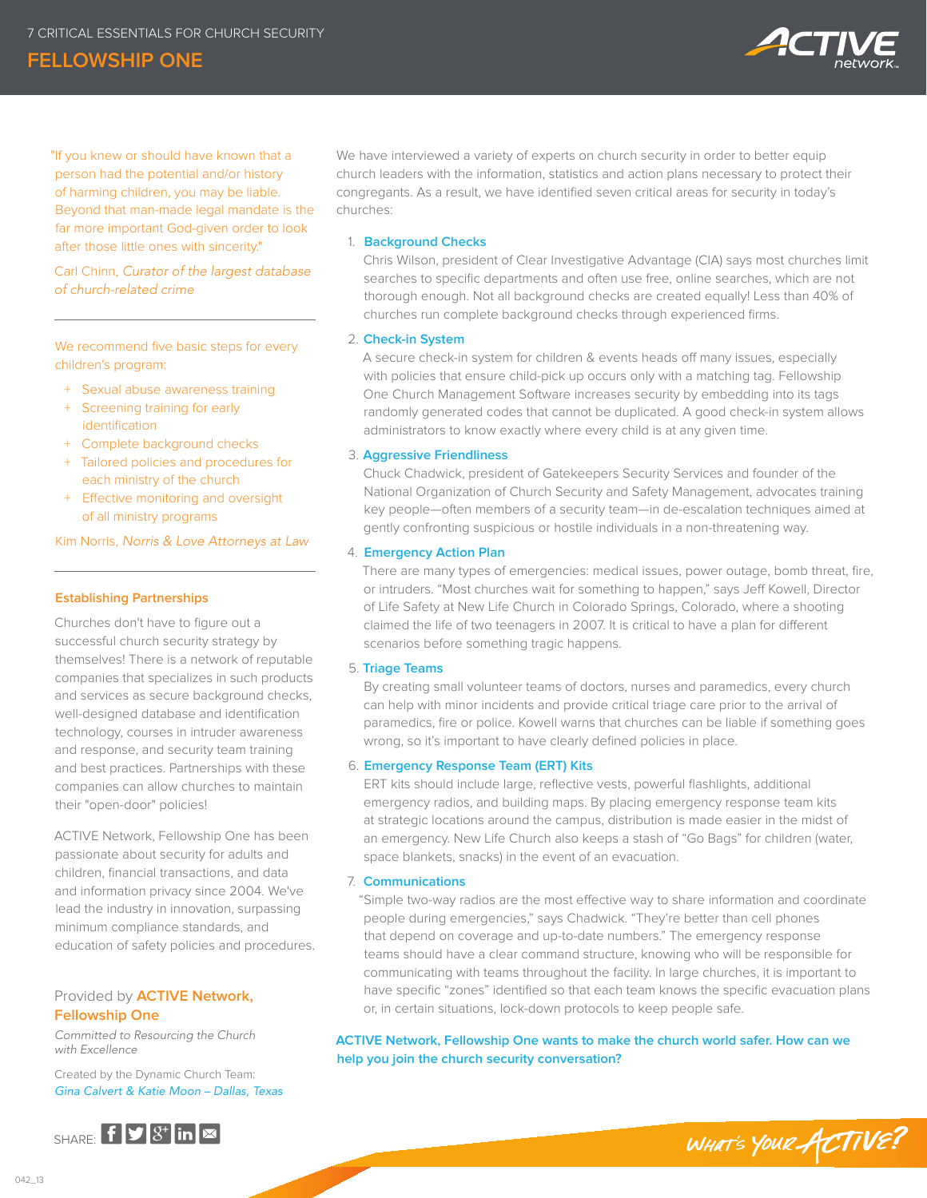# 7 CRITICAL ESSENTIALS FOR CHURCH SECURITY

## FELLOWSHIP ONE

"If you knew or should have known that a person had the potential and/or history of harming children, you may be liable. Beyond that man-made legal mandate is the far more important God-given order to look after those little ones with sincerity."

Carl Chinn, *Curator of the largest database of church-related crime*

---

We recommend five basic steps for every children's program:

- Sexual abuse awareness training
- Screening training for early identification
- Complete background checks
- Tailored policies and procedures for each ministry of the church
- Effective monitoring and oversight of all ministry programs

Kim Norris, *Norris & Love Attorneys at Law*

---

### Establishing Partnerships

Churches don't have to figure out a successful church security strategy by themselves! There is a network of reputable companies that specializes in such products and services as secure background checks, well-designed database and identification technology, courses in intruder awareness and response, and security team training and best practices. Partnerships with these companies can allow churches to maintain their "open-door" policies!

ACTIVE Network, Fellowship One has been passionate about security for adults and children, financial transactions, and data and information privacy since 2004. We've lead the industry in innovation, surpassing minimum compliance standards, and education of safety policies and procedures.

Provided by **ACTIVE Network, Fellowship One**

*Committed to Resourcing the Church with Excellence*

Created by the Dynamic Church Team:
*Gina Calvert & Katie Moon – Dallas, Texas*

SHARE:

We have interviewed a variety of experts on church security in order to better equip church leaders with the information, statistics and action plans necessary to protect their congregants. As a result, we have identified seven critical areas for security in today's churches:

1. **Background Checks**
   Chris Wilson, president of Clear Investigative Advantage (CIA) says most churches limit searches to specific departments and often use free, online searches, which are not thorough enough. Not all background checks are created equally! Less than 40% of churches run complete background checks through experienced firms.

2. **Check-in System**
   A secure check-in system for children & events heads off many issues, especially with policies that ensure child-pick up occurs only with a matching tag. Fellowship One Church Management Software increases security by embedding into its tags randomly generated codes that cannot be duplicated. A good check-in system allows administrators to know exactly where every child is at any given time.

3. **Aggressive Friendliness**
   Chuck Chadwick, president of Gatekeepers Security Services and founder of the National Organization of Church Security and Safety Management, advocates training key people—often members of a security team—in de-escalation techniques aimed at gently confronting suspicious or hostile individuals in a non-threatening way.

4. **Emergency Action Plan**
   There are many types of emergencies: medical issues, power outage, bomb threat, fire, or intruders. "Most churches wait for something to happen," says Jeff Kowell, Director of Life Safety at New Life Church in Colorado Springs, Colorado, where a shooting claimed the life of two teenagers in 2007. It is critical to have a plan for different scenarios before something tragic happens.

5. **Triage Teams**
   By creating small volunteer teams of doctors, nurses and paramedics, every church can help with minor incidents and provide critical triage care prior to the arrival of paramedics, fire or police. Kowell warns that churches can be liable if something goes wrong, so it's important to have clearly defined policies in place.

6. **Emergency Response Team (ERT) Kits**
   ERT kits should include large, reflective vests, powerful flashlights, additional emergency radios, and building maps. By placing emergency response team kits at strategic locations around the campus, distribution is made easier in the midst of an emergency. New Life Church also keeps a stash of "Go Bags" for children (water, space blankets, snacks) in the event of an evacuation.

7. **Communications**
   "Simple two-way radios are the most effective way to share information and coordinate people during emergencies," says Chadwick. "They're better than cell phones that depend on coverage and up-to-date numbers." The emergency response teams should have a clear command structure, knowing who will be responsible for communicating with teams throughout the facility. In large churches, it is important to have specific "zones" identified so that each team knows the specific evacuation plans or, in certain situations, lock-down protocols to keep people safe.

**ACTIVE Network, Fellowship One wants to make the church world safer. How can we help you join the church security conversation?**

WHAT'S YOUR ACTIVE?

042_13